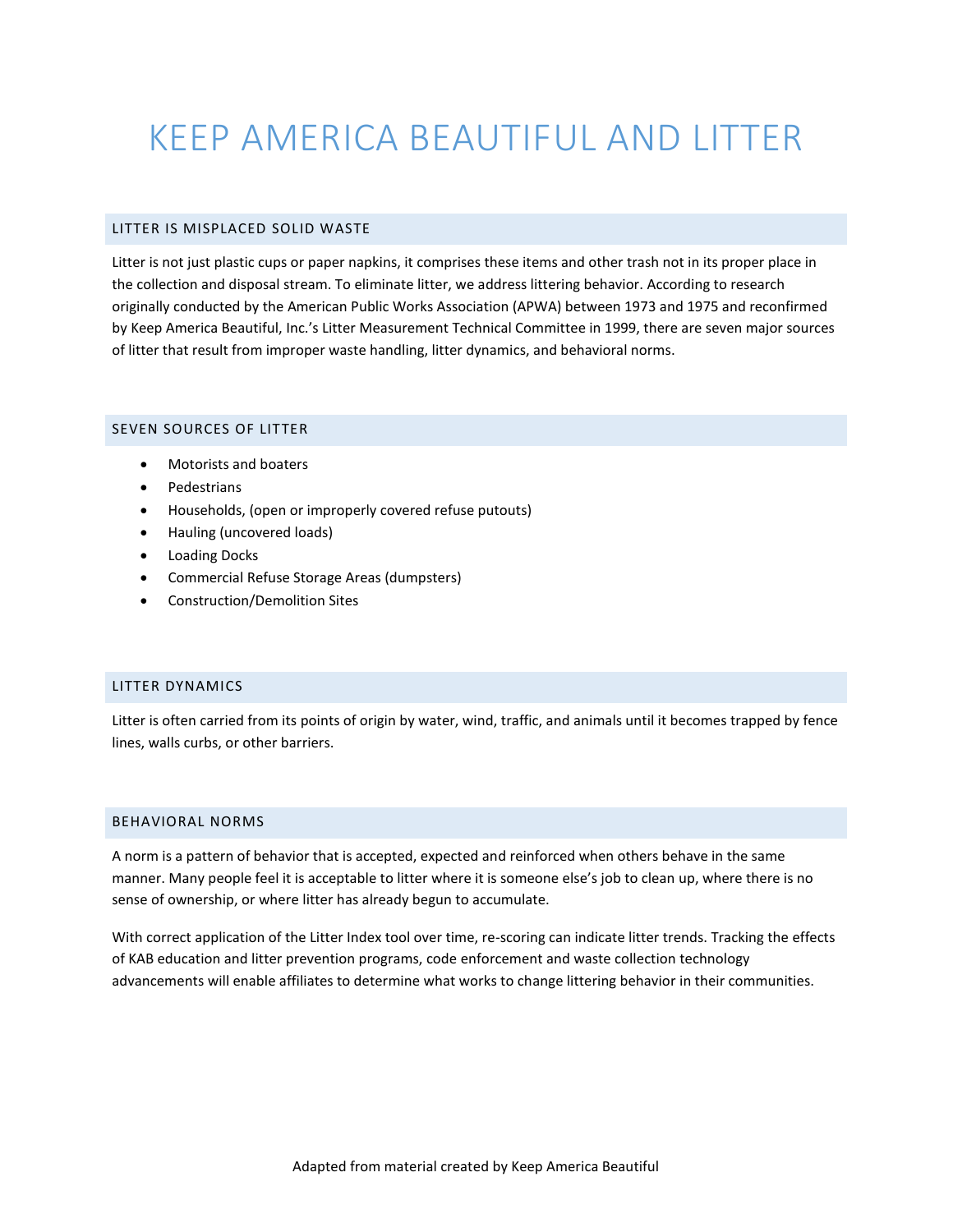# KEEP AMERICA BEAUTIFUL AND LITTER

## LITTER IS MISPLACED SOLID WASTE

Litter is not just plastic cups or paper napkins, it comprises these items and other trash not in its proper place in the collection and disposal stream. To eliminate litter, we address littering behavior. According to research originally conducted by the American Public Works Association (APWA) between 1973 and 1975 and reconfirmed by Keep America Beautiful, Inc.'s Litter Measurement Technical Committee in 1999, there are seven major sources of litter that result from improper waste handling, litter dynamics, and behavioral norms.

## SEVEN SOURCES OF LITTER

- Motorists and boaters
- Pedestrians
- Households, (open or improperly covered refuse putouts)
- Hauling (uncovered loads)
- Loading Docks
- Commercial Refuse Storage Areas (dumpsters)
- Construction/Demolition Sites

## LITTER DYNAMICS

Litter is often carried from its points of origin by water, wind, traffic, and animals until it becomes trapped by fence lines, walls curbs, or other barriers.

## BEHAVIORAL NORMS

A norm is a pattern of behavior that is accepted, expected and reinforced when others behave in the same manner. Many people feel it is acceptable to litter where it is someone else's job to clean up, where there is no sense of ownership, or where litter has already begun to accumulate.

With correct application of the Litter Index tool over time, re-scoring can indicate litter trends. Tracking the effects of KAB education and litter prevention programs, code enforcement and waste collection technology advancements will enable affiliates to determine what works to change littering behavior in their communities.

Adapted from material created by Keep America Beautiful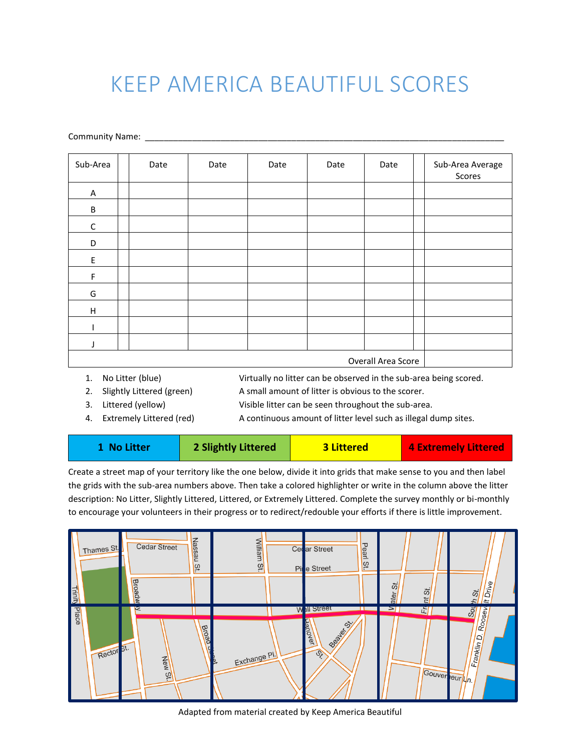# KEEP AMERICA BEAUTIFUL SCORES

Community Name: ______________________________________________________________________________

| Sub-Area | | Date | Date | Date | Date | Date | | Sub-Area Average Scores |
|---|---|---|---|---|---|---|---|---|
| A | | | | | | | | |
| B | | | | | | | | |
| C | | | | | | | | |
| D | | | | | | | | |
| E | | | | | | | | |
| F | | | | | | | | |
| G | | | | | | | | |
| H | | | | | | | | |
| I | | | | | | | | |
| J | | | | | | | | |
| | | | | | | | Overall Area Score | |

1. No Litter (blue) — Virtually no litter can be observed in the sub-area being scored.
2. Slightly Littered (green) — A small amount of litter is obvious to the scorer.
3. Littered (yellow) — Visible litter can be seen throughout the sub-area.
4. Extremely Littered (red) — A continuous amount of litter level such as illegal dump sites.

| | | | |
|---|---|---|---|
| **1 No Litter** | **2 Slightly Littered** | **3 Littered** | **4 Extremely Littered** |

Create a street map of your territory like the one below, divide it into grids that make sense to you and then label the grids with the sub-area numbers above. Then take a colored highlighter or write in the column above the litter description: No Litter, Slightly Littered, Littered, or Extremely Littered. Complete the survey monthly or bi-monthly to encourage your volunteers in their progress or to redirect/redouble your efforts if there is little improvement.

Adapted from material created by Keep America Beautiful